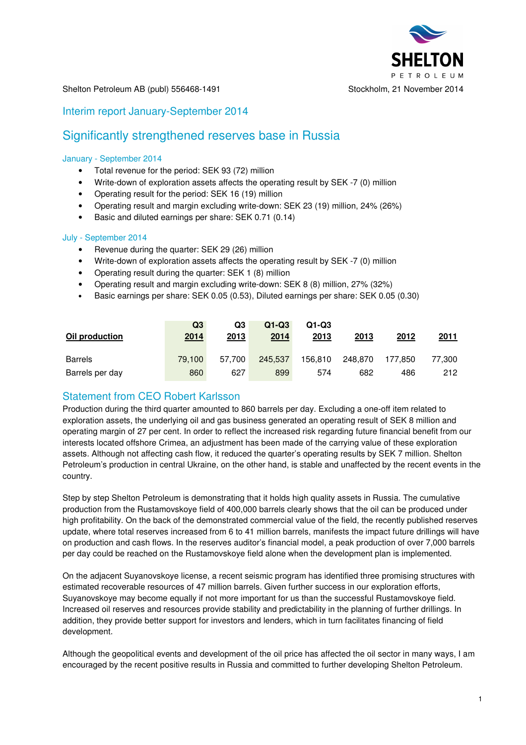Shelton Petroleum AB (publ) 556468-1491

Stockholm, 21 November 2014

## Interim report January-September 2014

# Significantly strengthened reserves base in Russia

### January - September 2014

- Total revenue for the period: SEK 93 (72) million
- Write-down of exploration assets affects the operating result by SEK -7 (0) million
- Operating result for the period: SEK 16 (19) million
- Operating result and margin excluding write-down: SEK 23 (19) million, 24% (26%)
- Basic and diluted earnings per share: SEK 0.71 (0.14)

### July - September 2014

- Revenue during the quarter: SEK 29 (26) million
- Write-down of exploration assets affects the operating result by SEK -7 (0) million
- Operating result during the quarter: SEK 1 (8) million
- Operating result and margin excluding write-down: SEK 8 (8) million, 27% (32%)
- Basic earnings per share: SEK 0.05 (0.53), Diluted earnings per share: SEK 0.05 (0.30)

| Oil production | Q3 2014 | Q3 2013 | Q1-Q3 2014 | Q1-Q3 2013 | 2013 | 2012 | 2011 |
|---|---|---|---|---|---|---|---|
| Barrels | 79,100 | 57,700 | 245,537 | 156,810 | 248,870 | 177,850 | 77,300 |
| Barrels per day | 860 | 627 | 899 | 574 | 682 | 486 | 212 |

## Statement from CEO Robert Karlsson

Production during the third quarter amounted to 860 barrels per day. Excluding a one-off item related to exploration assets, the underlying oil and gas business generated an operating result of SEK 8 million and operating margin of 27 per cent. In order to reflect the increased risk regarding future financial benefit from our interests located offshore Crimea, an adjustment has been made of the carrying value of these exploration assets. Although not affecting cash flow, it reduced the quarter's operating results by SEK 7 million. Shelton Petroleum's production in central Ukraine, on the other hand, is stable and unaffected by the recent events in the country.

Step by step Shelton Petroleum is demonstrating that it holds high quality assets in Russia. The cumulative production from the Rustamovskoye field of 400,000 barrels clearly shows that the oil can be produced under high profitability. On the back of the demonstrated commercial value of the field, the recently published reserves update, where total reserves increased from 6 to 41 million barrels, manifests the impact future drillings will have on production and cash flows. In the reserves auditor's financial model, a peak production of over 7,000 barrels per day could be reached on the Rustamovskoye field alone when the development plan is implemented.

On the adjacent Suyanovskoye license, a recent seismic program has identified three promising structures with estimated recoverable resources of 47 million barrels. Given further success in our exploration efforts, Suyanovskoye may become equally if not more important for us than the successful Rustamovskoye field. Increased oil reserves and resources provide stability and predictability in the planning of further drillings. In addition, they provide better support for investors and lenders, which in turn facilitates financing of field development.

Although the geopolitical events and development of the oil price has affected the oil sector in many ways, I am encouraged by the recent positive results in Russia and committed to further developing Shelton Petroleum.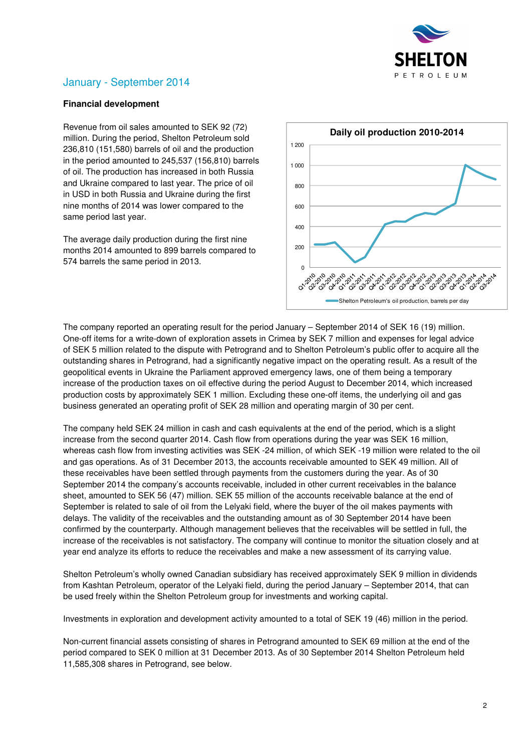## January - September 2014

### Financial development

Revenue from oil sales amounted to SEK 92 (72) million. During the period, Shelton Petroleum sold 236,810 (151,580) barrels of oil and the production in the period amounted to 245,537 (156,810) barrels of oil. The production has increased in both Russia and Ukraine compared to last year. The price of oil in USD in both Russia and Ukraine during the first nine months of 2014 was lower compared to the same period last year.

The average daily production during the first nine months 2014 amounted to 899 barrels compared to 574 barrels the same period in 2013.

The company reported an operating result for the period January – September 2014 of SEK 16 (19) million. One-off items for a write-down of exploration assets in Crimea by SEK 7 million and expenses for legal advice of SEK 5 million related to the dispute with Petrogrand and to Shelton Petroleum's public offer to acquire all the outstanding shares in Petrogrand, had a significantly negative impact on the operating result. As a result of the geopolitical events in Ukraine the Parliament approved emergency laws, one of them being a temporary increase of the production taxes on oil effective during the period August to December 2014, which increased production costs by approximately SEK 1 million. Excluding these one-off items, the underlying oil and gas business generated an operating profit of SEK 28 million and operating margin of 30 per cent.

The company held SEK 24 million in cash and cash equivalents at the end of the period, which is a slight increase from the second quarter 2014. Cash flow from operations during the year was SEK 16 million, whereas cash flow from investing activities was SEK -24 million, of which SEK -19 million were related to the oil and gas operations. As of 31 December 2013, the accounts receivable amounted to SEK 49 million. All of these receivables have been settled through payments from the customers during the year. As of 30 September 2014 the company's accounts receivable, included in other current receivables in the balance sheet, amounted to SEK 56 (47) million. SEK 55 million of the accounts receivable balance at the end of September is related to sale of oil from the Lelyaki field, where the buyer of the oil makes payments with delays. The validity of the receivables and the outstanding amount as of 30 September 2014 have been confirmed by the counterparty. Although management believes that the receivables will be settled in full, the increase of the receivables is not satisfactory. The company will continue to monitor the situation closely and at year end analyze its efforts to reduce the receivables and make a new assessment of its carrying value.

Shelton Petroleum's wholly owned Canadian subsidiary has received approximately SEK 9 million in dividends from Kashtan Petroleum, operator of the Lelyaki field, during the period January – September 2014, that can be used freely within the Shelton Petroleum group for investments and working capital.

Investments in exploration and development activity amounted to a total of SEK 19 (46) million in the period.

Non-current financial assets consisting of shares in Petrogrand amounted to SEK 69 million at the end of the period compared to SEK 0 million at 31 December 2013. As of 30 September 2014 Shelton Petroleum held 11,585,308 shares in Petrogrand, see below.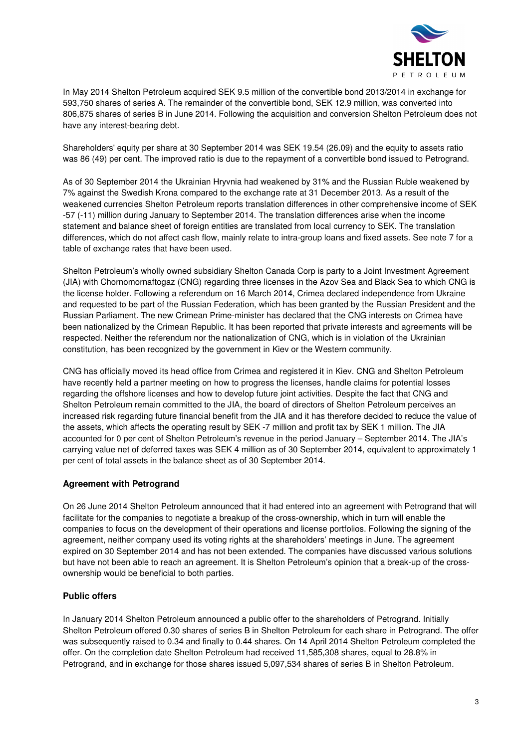In May 2014 Shelton Petroleum acquired SEK 9.5 million of the convertible bond 2013/2014 in exchange for 593,750 shares of series A. The remainder of the convertible bond, SEK 12.9 million, was converted into 806,875 shares of series B in June 2014. Following the acquisition and conversion Shelton Petroleum does not have any interest-bearing debt.

Shareholders' equity per share at 30 September 2014 was SEK 19.54 (26.09) and the equity to assets ratio was 86 (49) per cent. The improved ratio is due to the repayment of a convertible bond issued to Petrogrand.

As of 30 September 2014 the Ukrainian Hryvnia had weakened by 31% and the Russian Ruble weakened by 7% against the Swedish Krona compared to the exchange rate at 31 December 2013. As a result of the weakened currencies Shelton Petroleum reports translation differences in other comprehensive income of SEK -57 (-11) million during January to September 2014. The translation differences arise when the income statement and balance sheet of foreign entities are translated from local currency to SEK. The translation differences, which do not affect cash flow, mainly relate to intra-group loans and fixed assets. See note 7 for a table of exchange rates that have been used.

Shelton Petroleum's wholly owned subsidiary Shelton Canada Corp is party to a Joint Investment Agreement (JIA) with Chornomornaftogaz (CNG) regarding three licenses in the Azov Sea and Black Sea to which CNG is the license holder. Following a referendum on 16 March 2014, Crimea declared independence from Ukraine and requested to be part of the Russian Federation, which has been granted by the Russian President and the Russian Parliament. The new Crimean Prime-minister has declared that the CNG interests on Crimea have been nationalized by the Crimean Republic. It has been reported that private interests and agreements will be respected. Neither the referendum nor the nationalization of CNG, which is in violation of the Ukrainian constitution, has been recognized by the government in Kiev or the Western community.

CNG has officially moved its head office from Crimea and registered it in Kiev. CNG and Shelton Petroleum have recently held a partner meeting on how to progress the licenses, handle claims for potential losses regarding the offshore licenses and how to develop future joint activities. Despite the fact that CNG and Shelton Petroleum remain committed to the JIA, the board of directors of Shelton Petroleum perceives an increased risk regarding future financial benefit from the JIA and it has therefore decided to reduce the value of the assets, which affects the operating result by SEK -7 million and profit tax by SEK 1 million. The JIA accounted for 0 per cent of Shelton Petroleum's revenue in the period January – September 2014. The JIA's carrying value net of deferred taxes was SEK 4 million as of 30 September 2014, equivalent to approximately 1 per cent of total assets in the balance sheet as of 30 September 2014.

### Agreement with Petrogrand

On 26 June 2014 Shelton Petroleum announced that it had entered into an agreement with Petrogrand that will facilitate for the companies to negotiate a breakup of the cross-ownership, which in turn will enable the companies to focus on the development of their operations and license portfolios. Following the signing of the agreement, neither company used its voting rights at the shareholders' meetings in June. The agreement expired on 30 September 2014 and has not been extended. The companies have discussed various solutions but have not been able to reach an agreement. It is Shelton Petroleum's opinion that a break-up of the cross-ownership would be beneficial to both parties.

### Public offers

In January 2014 Shelton Petroleum announced a public offer to the shareholders of Petrogrand. Initially Shelton Petroleum offered 0.30 shares of series B in Shelton Petroleum for each share in Petrogrand. The offer was subsequently raised to 0.34 and finally to 0.44 shares. On 14 April 2014 Shelton Petroleum completed the offer. On the completion date Shelton Petroleum had received 11,585,308 shares, equal to 28.8% in Petrogrand, and in exchange for those shares issued 5,097,534 shares of series B in Shelton Petroleum.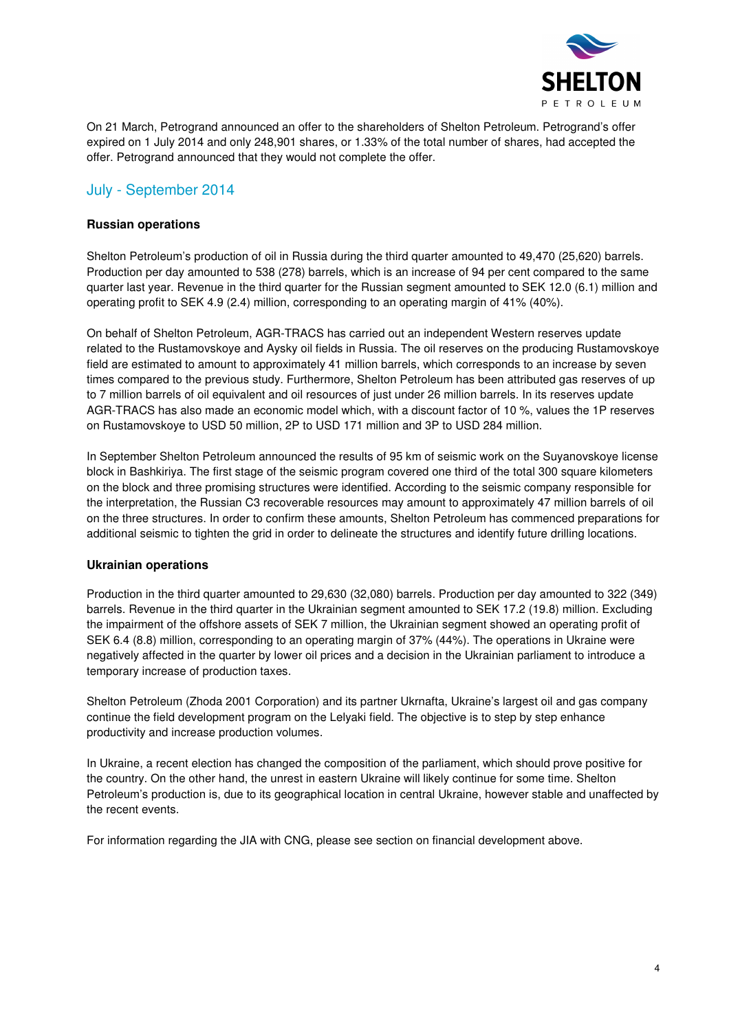On 21 March, Petrogrand announced an offer to the shareholders of Shelton Petroleum. Petrogrand's offer expired on 1 July 2014 and only 248,901 shares, or 1.33% of the total number of shares, had accepted the offer. Petrogrand announced that they would not complete the offer.

## July - September 2014

### Russian operations

Shelton Petroleum's production of oil in Russia during the third quarter amounted to 49,470 (25,620) barrels. Production per day amounted to 538 (278) barrels, which is an increase of 94 per cent compared to the same quarter last year. Revenue in the third quarter for the Russian segment amounted to SEK 12.0 (6.1) million and operating profit to SEK 4.9 (2.4) million, corresponding to an operating margin of 41% (40%).

On behalf of Shelton Petroleum, AGR-TRACS has carried out an independent Western reserves update related to the Rustamovskoye and Aysky oil fields in Russia. The oil reserves on the producing Rustamovskoye field are estimated to amount to approximately 41 million barrels, which corresponds to an increase by seven times compared to the previous study. Furthermore, Shelton Petroleum has been attributed gas reserves of up to 7 million barrels of oil equivalent and oil resources of just under 26 million barrels. In its reserves update AGR-TRACS has also made an economic model which, with a discount factor of 10 %, values the 1P reserves on Rustamovskoye to USD 50 million, 2P to USD 171 million and 3P to USD 284 million.

In September Shelton Petroleum announced the results of 95 km of seismic work on the Suyanovskoye license block in Bashkiriya. The first stage of the seismic program covered one third of the total 300 square kilometers on the block and three promising structures were identified. According to the seismic company responsible for the interpretation, the Russian C3 recoverable resources may amount to approximately 47 million barrels of oil on the three structures. In order to confirm these amounts, Shelton Petroleum has commenced preparations for additional seismic to tighten the grid in order to delineate the structures and identify future drilling locations.

### Ukrainian operations

Production in the third quarter amounted to 29,630 (32,080) barrels. Production per day amounted to 322 (349) barrels. Revenue in the third quarter in the Ukrainian segment amounted to SEK 17.2 (19.8) million. Excluding the impairment of the offshore assets of SEK 7 million, the Ukrainian segment showed an operating profit of SEK 6.4 (8.8) million, corresponding to an operating margin of 37% (44%). The operations in Ukraine were negatively affected in the quarter by lower oil prices and a decision in the Ukrainian parliament to introduce a temporary increase of production taxes.

Shelton Petroleum (Zhoda 2001 Corporation) and its partner Ukrnafta, Ukraine's largest oil and gas company continue the field development program on the Lelyaki field. The objective is to step by step enhance productivity and increase production volumes.

In Ukraine, a recent election has changed the composition of the parliament, which should prove positive for the country. On the other hand, the unrest in eastern Ukraine will likely continue for some time. Shelton Petroleum's production is, due to its geographical location in central Ukraine, however stable and unaffected by the recent events.

For information regarding the JIA with CNG, please see section on financial development above.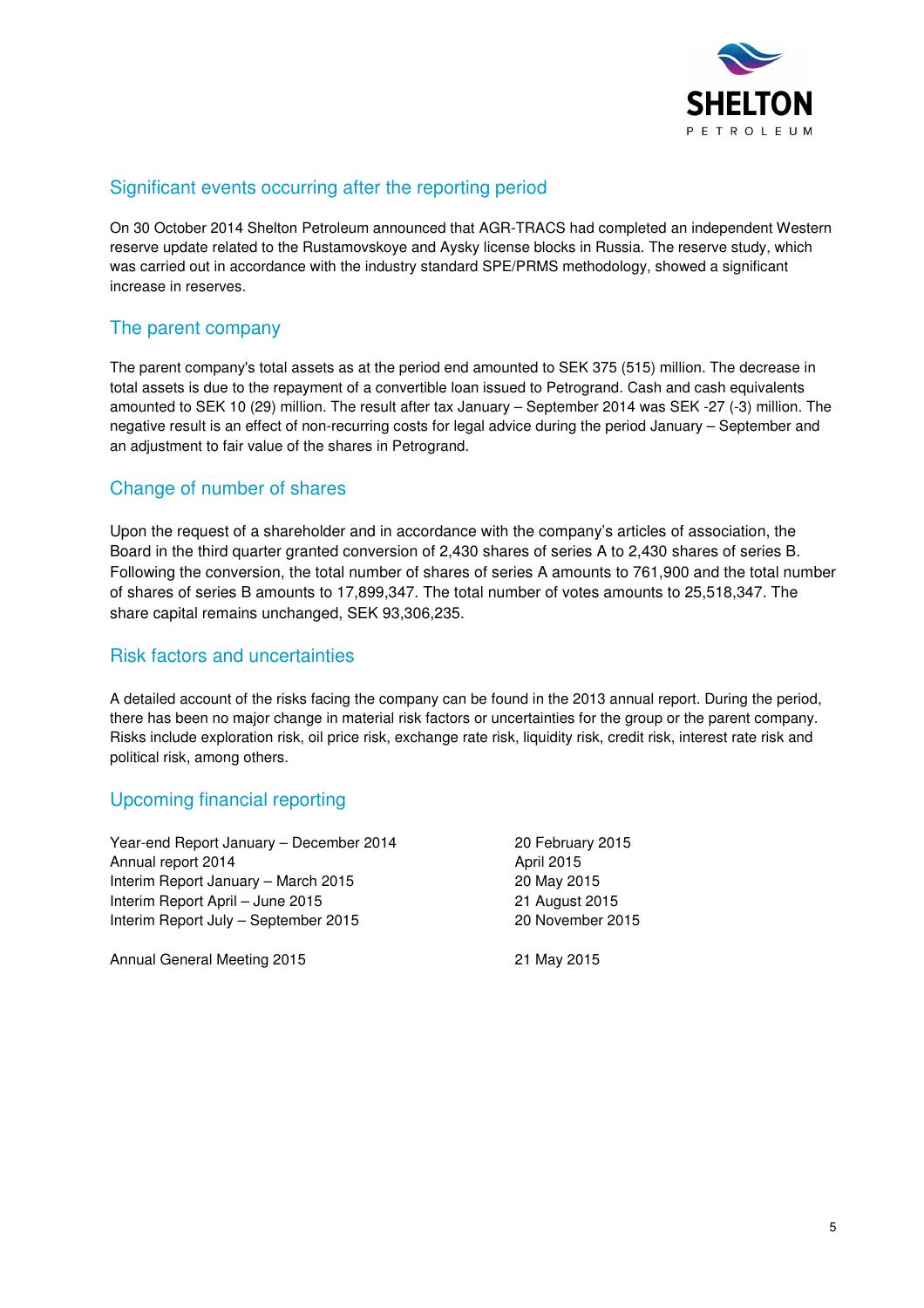## Significant events occurring after the reporting period

On 30 October 2014 Shelton Petroleum announced that AGR-TRACS had completed an independent Western reserve update related to the Rustamovskoye and Aysky license blocks in Russia. The reserve study, which was carried out in accordance with the industry standard SPE/PRMS methodology, showed a significant increase in reserves.

## The parent company

The parent company's total assets as at the period end amounted to SEK 375 (515) million. The decrease in total assets is due to the repayment of a convertible loan issued to Petrogrand. Cash and cash equivalents amounted to SEK 10 (29) million. The result after tax January – September 2014 was SEK -27 (-3) million. The negative result is an effect of non-recurring costs for legal advice during the period January – September and an adjustment to fair value of the shares in Petrogrand.

## Change of number of shares

Upon the request of a shareholder and in accordance with the company's articles of association, the Board in the third quarter granted conversion of 2,430 shares of series A to 2,430 shares of series B. Following the conversion, the total number of shares of series A amounts to 761,900 and the total number of shares of series B amounts to 17,899,347. The total number of votes amounts to 25,518,347. The share capital remains unchanged, SEK 93,306,235.

## Risk factors and uncertainties

A detailed account of the risks facing the company can be found in the 2013 annual report. During the period, there has been no major change in material risk factors or uncertainties for the group or the parent company. Risks include exploration risk, oil price risk, exchange rate risk, liquidity risk, credit risk, interest rate risk and political risk, among others.

## Upcoming financial reporting

| | |
|---|---|
| Year-end Report January – December 2014 | 20 February 2015 |
| Annual report 2014 | April 2015 |
| Interim Report January – March 2015 | 20 May 2015 |
| Interim Report April – June 2015 | 21 August 2015 |
| Interim Report July – September 2015 | 20 November 2015 |
| | |
| Annual General Meeting 2015 | 21 May 2015 |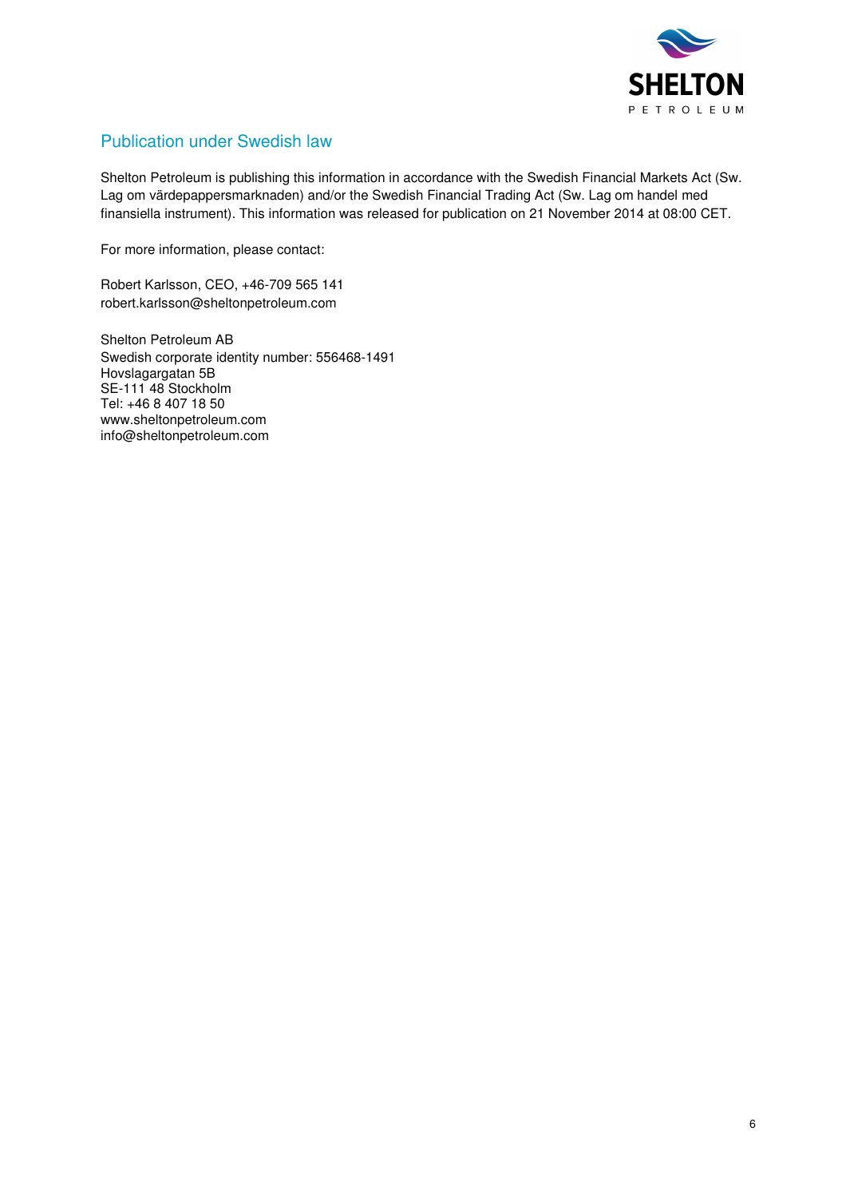## Publication under Swedish law

Shelton Petroleum is publishing this information in accordance with the Swedish Financial Markets Act (Sw. Lag om värdepappersmarknaden) and/or the Swedish Financial Trading Act (Sw. Lag om handel med finansiella instrument). This information was released for publication on 21 November 2014 at 08:00 CET.

For more information, please contact:

Robert Karlsson, CEO, +46-709 565 141
robert.karlsson@sheltonpetroleum.com

Shelton Petroleum AB
Swedish corporate identity number: 556468-1491
Hovslagargatan 5B
SE-111 48 Stockholm
Tel: +46 8 407 18 50
www.sheltonpetroleum.com
info@sheltonpetroleum.com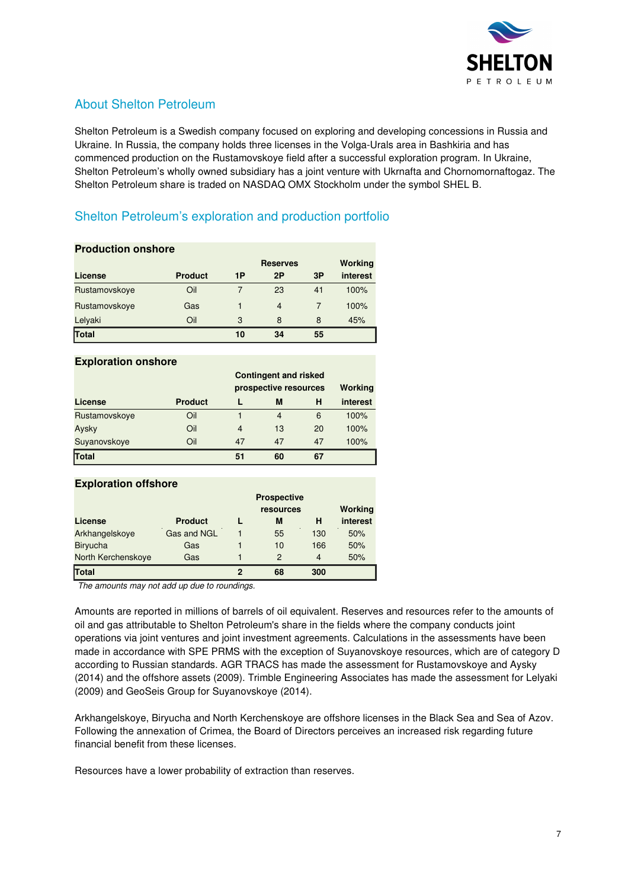## About Shelton Petroleum

Shelton Petroleum is a Swedish company focused on exploring and developing concessions in Russia and Ukraine. In Russia, the company holds three licenses in the Volga-Urals area in Bashkiria and has commenced production on the Rustamovskoye field after a successful exploration program. In Ukraine, Shelton Petroleum's wholly owned subsidiary has a joint venture with Ukrnafta and Chornomornaftogaz. The Shelton Petroleum share is traded on NASDAQ OMX Stockholm under the symbol SHEL B.

## Shelton Petroleum's exploration and production portfolio

**Production onshore**

| License | Product | Reserves 1P | 2P | 3P | Working interest |
|---|---|---|---|---|---|
| Rustamovskoye | Oil | 7 | 23 | 41 | 100% |
| Rustamovskoye | Gas | 1 | 4 | 7 | 100% |
| Lelyaki | Oil | 3 | 8 | 8 | 45% |
| **Total** | | **10** | **34** | **55** | |

**Exploration onshore**

| License | Product | Contingent and risked prospective resources L | M | H | Working interest |
|---|---|---|---|---|---|
| Rustamovskoye | Oil | 1 | 4 | 6 | 100% |
| Aysky | Oil | 4 | 13 | 20 | 100% |
| Suyanovskoye | Oil | 47 | 47 | 47 | 100% |
| **Total** | | **51** | **60** | **67** | |

**Exploration offshore**

| License | Product | Prospective resources L | M | H | Working interest |
|---|---|---|---|---|---|
| Arkhangelskoye | Gas and NGL | 1 | 55 | 130 | 50% |
| Biryucha | Gas | 1 | 10 | 166 | 50% |
| North Kerchenskoye | Gas | 1 | 2 | 4 | 50% |
| **Total** | | **2** | **68** | **300** | |

*The amounts may not add up due to roundings.*

Amounts are reported in millions of barrels of oil equivalent. Reserves and resources refer to the amounts of oil and gas attributable to Shelton Petroleum's share in the fields where the company conducts joint operations via joint ventures and joint investment agreements. Calculations in the assessments have been made in accordance with SPE PRMS with the exception of Suyanovskoye resources, which are of category D according to Russian standards. AGR TRACS has made the assessment for Rustamovskoye and Aysky (2014) and the offshore assets (2009). Trimble Engineering Associates has made the assessment for Lelyaki (2009) and GeoSeis Group for Suyanovskoye (2014).

Arkhangelskoye, Biryucha and North Kerchenskoye are offshore licenses in the Black Sea and Sea of Azov. Following the annexation of Crimea, the Board of Directors perceives an increased risk regarding future financial benefit from these licenses.

Resources have a lower probability of extraction than reserves.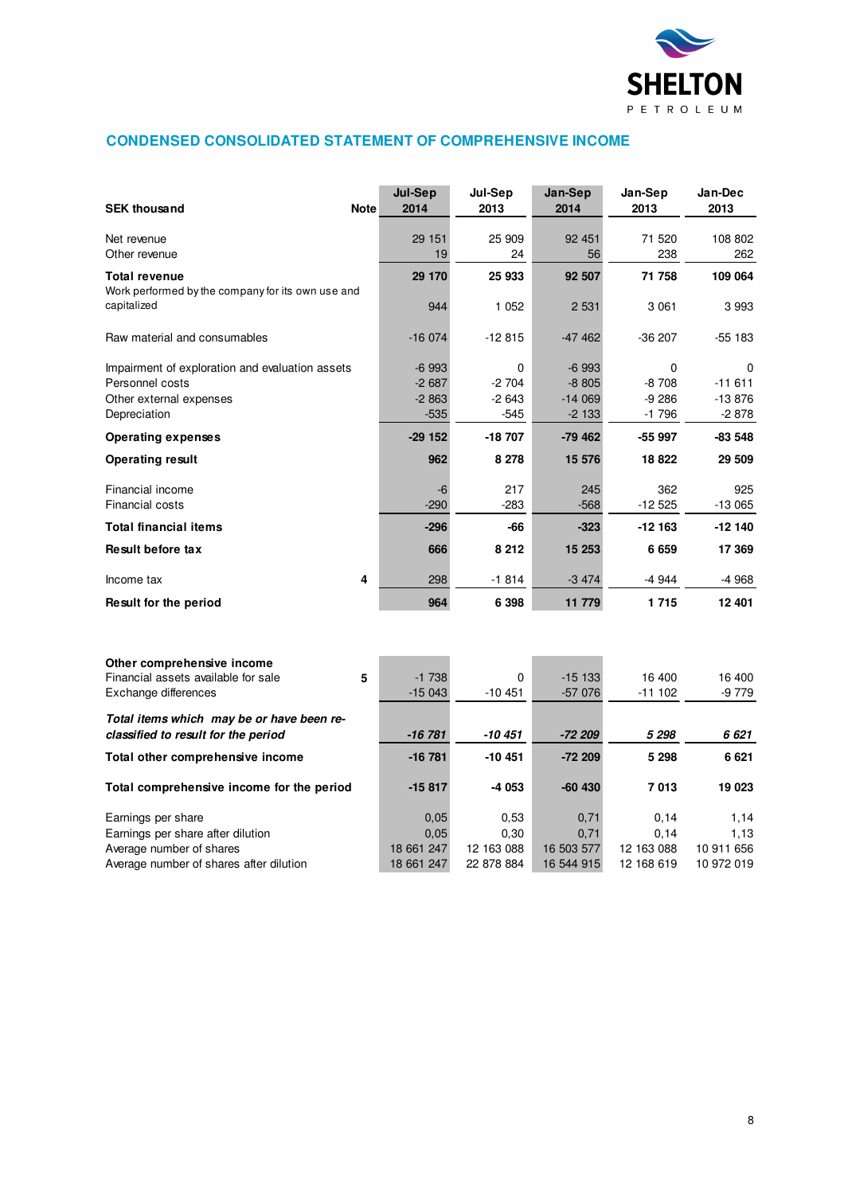## CONDENSED CONSOLIDATED STATEMENT OF COMPREHENSIVE INCOME

| SEK thousand | Note | Jul-Sep 2014 | Jul-Sep 2013 | Jan-Sep 2014 | Jan-Sep 2013 | Jan-Dec 2013 |
|---|---|---|---|---|---|---|
| Net revenue | | 29 151 | 25 909 | 92 451 | 71 520 | 108 802 |
| Other revenue | | 19 | 24 | 56 | 238 | 262 |
| **Total revenue** | | **29 170** | **25 933** | **92 507** | **71 758** | **109 064** |
| Work performed by the company for its own use and capitalized | | 944 | 1 052 | 2 531 | 3 061 | 3 993 |
| Raw material and consumables | | -16 074 | -12 815 | -47 462 | -36 207 | -55 183 |
| Impairment of exploration and evaluation assets | | -6 993 | 0 | -6 993 | 0 | 0 |
| Personnel costs | | -2 687 | -2 704 | -8 805 | -8 708 | -11 611 |
| Other external expenses | | -2 863 | -2 643 | -14 069 | -9 286 | -13 876 |
| Depreciation | | -535 | -545 | -2 133 | -1 796 | -2 878 |
| **Operating expenses** | | **-29 152** | **-18 707** | **-79 462** | **-55 997** | **-83 548** |
| **Operating result** | | **962** | **8 278** | **15 576** | **18 822** | **29 509** |
| Financial income | | -6 | 217 | 245 | 362 | 925 |
| Financial costs | | -290 | -283 | -568 | -12 525 | -13 065 |
| **Total financial items** | | **-296** | **-66** | **-323** | **-12 163** | **-12 140** |
| **Result before tax** | | **666** | **8 212** | **15 253** | **6 659** | **17 369** |
| Income tax | 4 | 298 | -1 814 | -3 474 | -4 944 | -4 968 |
| **Result for the period** | | **964** | **6 398** | **11 779** | **1 715** | **12 401** |
| | | | | | | |
| **Other comprehensive income** | | | | | | |
| Financial assets available for sale | 5 | -1 738 | 0 | -15 133 | 16 400 | 16 400 |
| Exchange differences | | -15 043 | -10 451 | -57 076 | -11 102 | -9 779 |
| ***Total items which may be or have been re-classified to result for the period*** | | ***-16 781*** | ***-10 451*** | ***-72 209*** | ***5 298*** | ***6 621*** |
| **Total other comprehensive income** | | **-16 781** | **-10 451** | **-72 209** | **5 298** | **6 621** |
| **Total comprehensive income for the period** | | **-15 817** | **-4 053** | **-60 430** | **7 013** | **19 023** |
| Earnings per share | | 0,05 | 0,53 | 0,71 | 0,14 | 1,14 |
| Earnings per share after dilution | | 0,05 | 0,30 | 0,71 | 0,14 | 1,13 |
| Average number of shares | | 18 661 247 | 12 163 088 | 16 503 577 | 12 163 088 | 10 911 656 |
| Average number of shares after dilution | | 18 661 247 | 22 878 884 | 16 544 915 | 12 168 619 | 10 972 019 |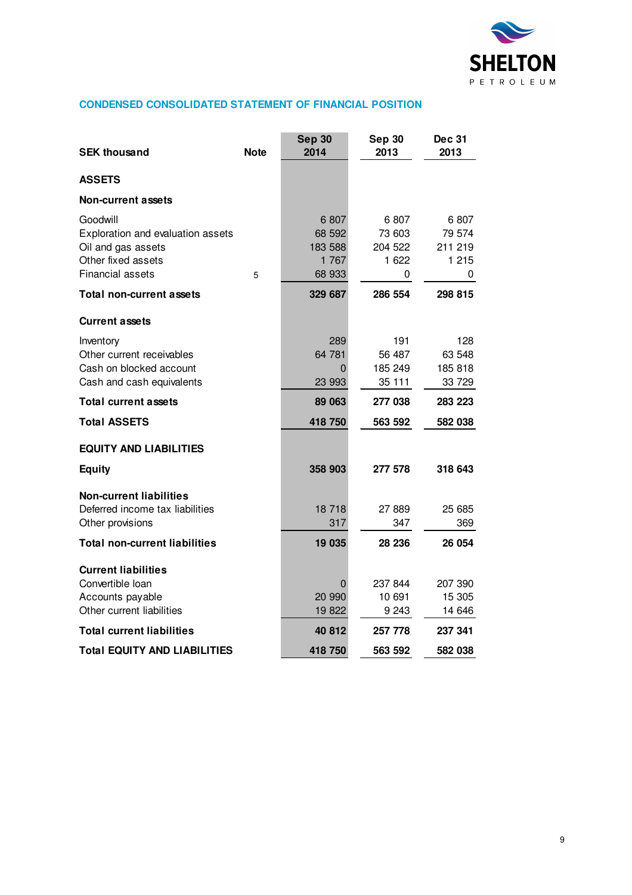## CONDENSED CONSOLIDATED STATEMENT OF FINANCIAL POSITION

| SEK thousand | Note | Sep 30 2014 | Sep 30 2013 | Dec 31 2013 |
|---|---|---|---|---|
| **ASSETS** | | | | |
| **Non-current assets** | | | | |
| Goodwill | | 6 807 | 6 807 | 6 807 |
| Exploration and evaluation assets | | 68 592 | 73 603 | 79 574 |
| Oil and gas assets | | 183 588 | 204 522 | 211 219 |
| Other fixed assets | | 1 767 | 1 622 | 1 215 |
| Financial assets | 5 | 68 933 | 0 | 0 |
| **Total non-current assets** | | **329 687** | **286 554** | **298 815** |
| **Current assets** | | | | |
| Inventory | | 289 | 191 | 128 |
| Other current receivables | | 64 781 | 56 487 | 63 548 |
| Cash on blocked account | | 0 | 185 249 | 185 818 |
| Cash and cash equivalents | | 23 993 | 35 111 | 33 729 |
| **Total current assets** | | **89 063** | **277 038** | **283 223** |
| **Total ASSETS** | | **418 750** | **563 592** | **582 038** |
| **EQUITY AND LIABILITIES** | | | | |
| **Equity** | | **358 903** | **277 578** | **318 643** |
| **Non-current liabilities** | | | | |
| Deferred income tax liabilities | | 18 718 | 27 889 | 25 685 |
| Other provisions | | 317 | 347 | 369 |
| **Total non-current liabilities** | | **19 035** | **28 236** | **26 054** |
| **Current liabilities** | | | | |
| Convertible loan | | 0 | 237 844 | 207 390 |
| Accounts payable | | 20 990 | 10 691 | 15 305 |
| Other current liabilities | | 19 822 | 9 243 | 14 646 |
| **Total current liabilities** | | **40 812** | **257 778** | **237 341** |
| **Total EQUITY AND LIABILITIES** | | **418 750** | **563 592** | **582 038** |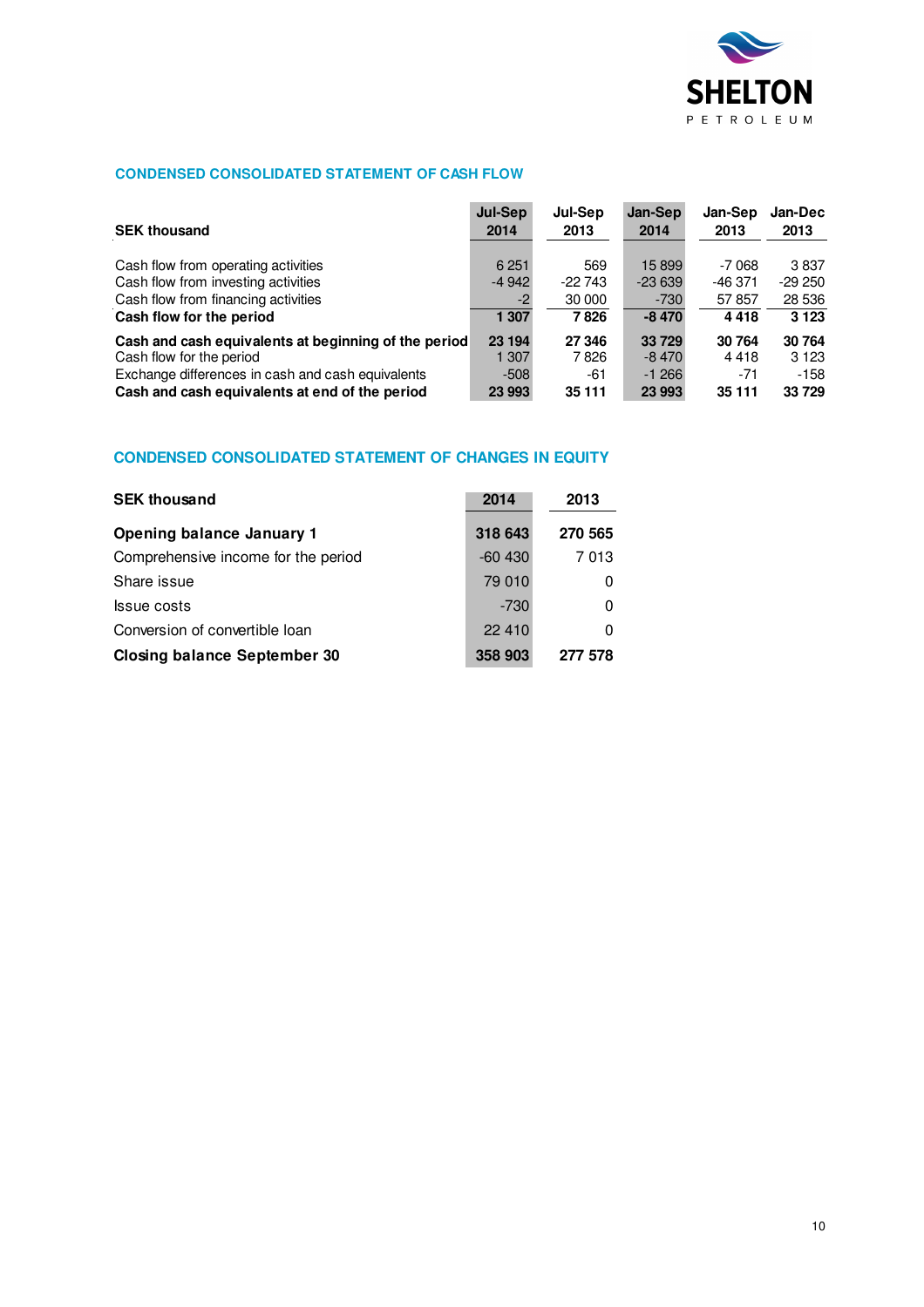## CONDENSED CONSOLIDATED STATEMENT OF CASH FLOW

| SEK thousand | Jul-Sep 2014 | Jul-Sep 2013 | Jan-Sep 2014 | Jan-Sep 2013 | Jan-Dec 2013 |
|---|---|---|---|---|---|
| Cash flow from operating activities | 6 251 | 569 | 15 899 | -7 068 | 3 837 |
| Cash flow from investing activities | -4 942 | -22 743 | -23 639 | -46 371 | -29 250 |
| Cash flow from financing activities | -2 | 30 000 | -730 | 57 857 | 28 536 |
| **Cash flow for the period** | **1 307** | **7 826** | **-8 470** | **4 418** | **3 123** |
| **Cash and cash equivalents at beginning of the period** | **23 194** | **27 346** | **33 729** | **30 764** | **30 764** |
| Cash flow for the period | 1 307 | 7 826 | -8 470 | 4 418 | 3 123 |
| Exchange differences in cash and cash equivalents | -508 | -61 | -1 266 | -71 | -158 |
| **Cash and cash equivalents at end of the period** | **23 993** | **35 111** | **23 993** | **35 111** | **33 729** |

## CONDENSED CONSOLIDATED STATEMENT OF CHANGES IN EQUITY

| SEK thousand | 2014 | 2013 |
|---|---|---|
| **Opening balance January 1** | **318 643** | **270 565** |
| Comprehensive income for the period | -60 430 | 7 013 |
| Share issue | 79 010 | 0 |
| Issue costs | -730 | 0 |
| Conversion of convertible loan | 22 410 | 0 |
| **Closing balance September 30** | **358 903** | **277 578** |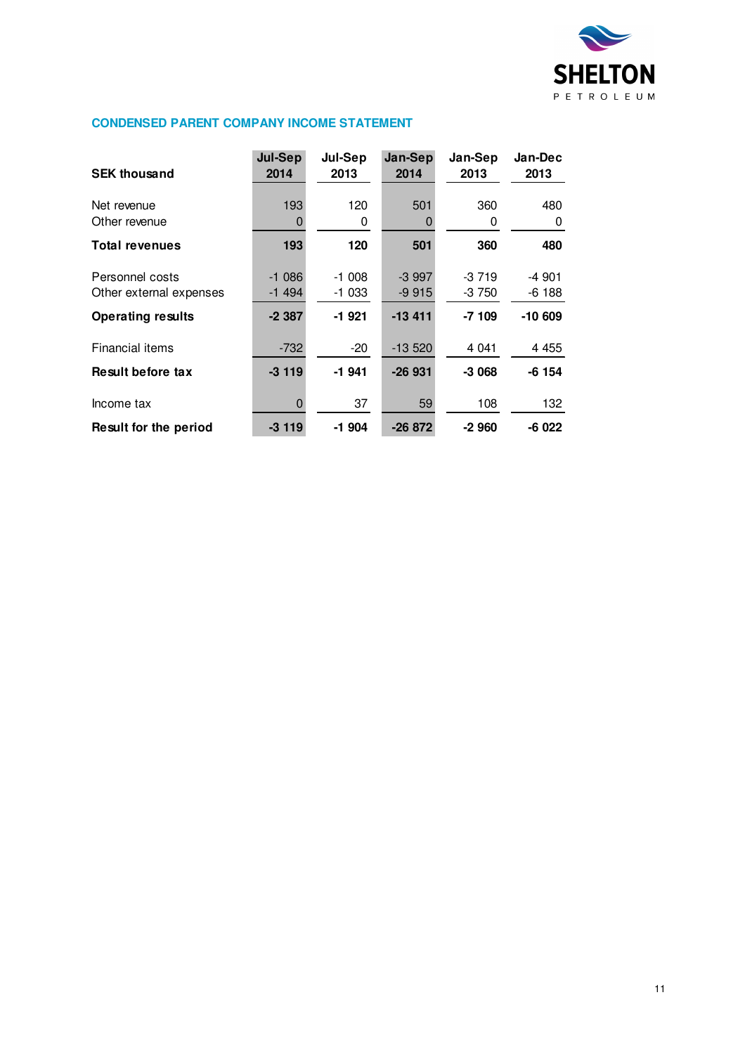## CONDENSED PARENT COMPANY INCOME STATEMENT

| SEK thousand | Jul-Sep 2014 | Jul-Sep 2013 | Jan-Sep 2014 | Jan-Sep 2013 | Jan-Dec 2013 |
|---|---|---|---|---|---|
| Net revenue | 193 | 120 | 501 | 360 | 480 |
| Other revenue | 0 | 0 | 0 | 0 | 0 |
| **Total revenues** | **193** | **120** | **501** | **360** | **480** |
| Personnel costs | -1 086 | -1 008 | -3 997 | -3 719 | -4 901 |
| Other external expenses | -1 494 | -1 033 | -9 915 | -3 750 | -6 188 |
| **Operating results** | **-2 387** | **-1 921** | **-13 411** | **-7 109** | **-10 609** |
| Financial items | -732 | -20 | -13 520 | 4 041 | 4 455 |
| **Result before tax** | **-3 119** | **-1 941** | **-26 931** | **-3 068** | **-6 154** |
| Income tax | 0 | 37 | 59 | 108 | 132 |
| **Result for the period** | **-3 119** | **-1 904** | **-26 872** | **-2 960** | **-6 022** |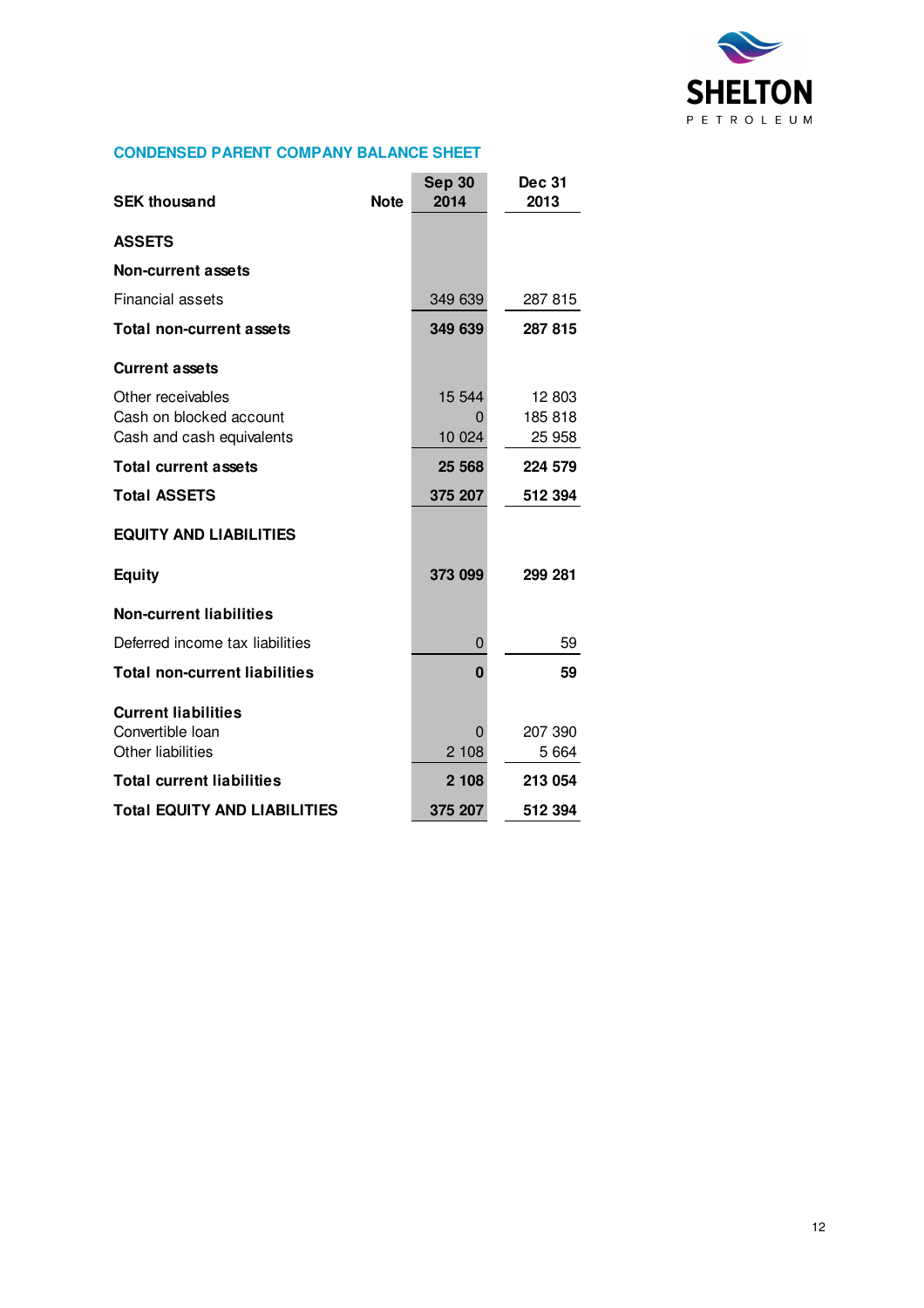## CONDENSED PARENT COMPANY BALANCE SHEET

| SEK thousand | Note | Sep 30 2014 | Dec 31 2013 |
|---|---|---|---|
| **ASSETS** | | | |
| **Non-current assets** | | | |
| Financial assets | | 349 639 | 287 815 |
| **Total non-current assets** | | **349 639** | **287 815** |
| **Current assets** | | | |
| Other receivables | | 15 544 | 12 803 |
| Cash on blocked account | | 0 | 185 818 |
| Cash and cash equivalents | | 10 024 | 25 958 |
| **Total current assets** | | **25 568** | **224 579** |
| **Total ASSETS** | | **375 207** | **512 394** |
| **EQUITY AND LIABILITIES** | | | |
| **Equity** | | **373 099** | **299 281** |
| **Non-current liabilities** | | | |
| Deferred income tax liabilities | | 0 | 59 |
| **Total non-current liabilities** | | **0** | **59** |
| **Current liabilities** | | | |
| Convertible loan | | 0 | 207 390 |
| Other liabilities | | 2 108 | 5 664 |
| **Total current liabilities** | | **2 108** | **213 054** |
| **Total EQUITY AND LIABILITIES** | | **375 207** | **512 394** |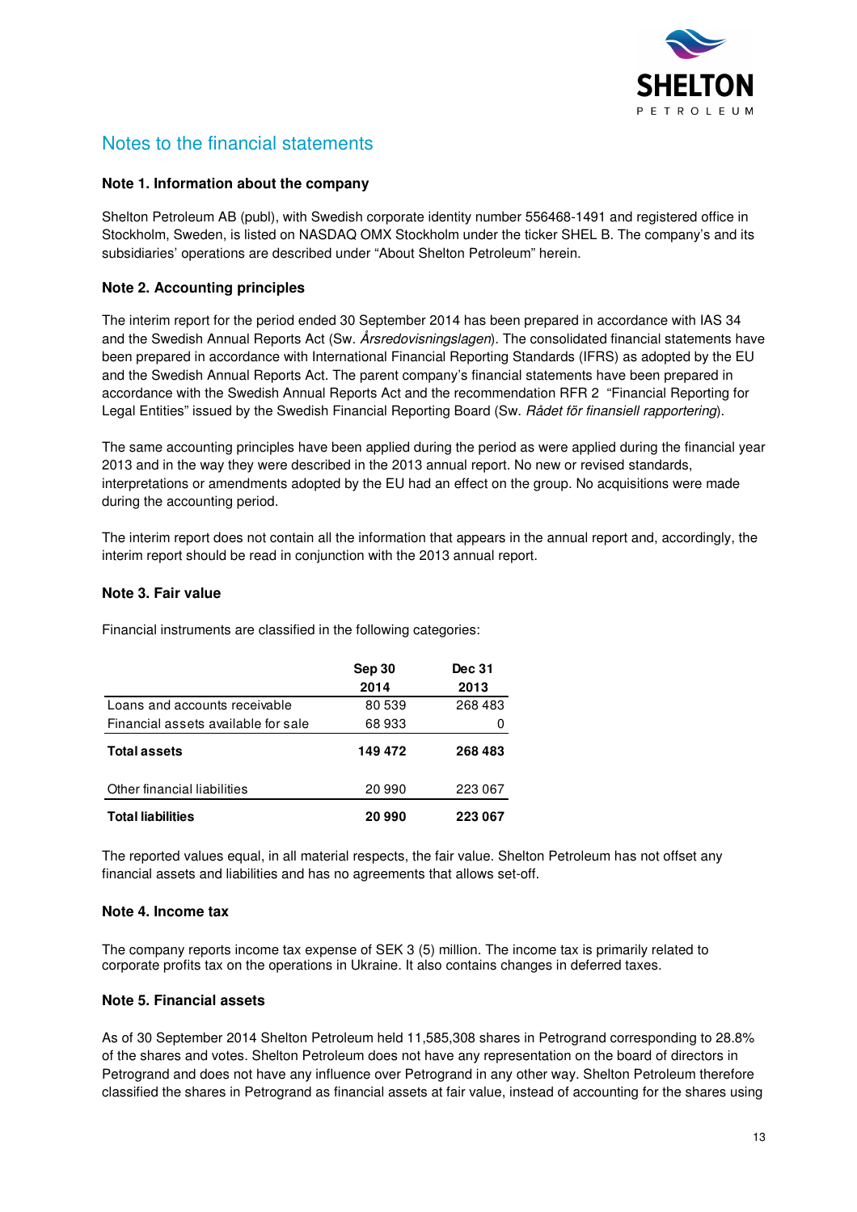# Notes to the financial statements

### Note 1. Information about the company

Shelton Petroleum AB (publ), with Swedish corporate identity number 556468-1491 and registered office in Stockholm, Sweden, is listed on NASDAQ OMX Stockholm under the ticker SHEL B. The company's and its subsidiaries' operations are described under "About Shelton Petroleum" herein.

### Note 2. Accounting principles

The interim report for the period ended 30 September 2014 has been prepared in accordance with IAS 34 and the Swedish Annual Reports Act (Sw. *Årsredovisningslagen*). The consolidated financial statements have been prepared in accordance with International Financial Reporting Standards (IFRS) as adopted by the EU and the Swedish Annual Reports Act. The parent company's financial statements have been prepared in accordance with the Swedish Annual Reports Act and the recommendation RFR 2 "Financial Reporting for Legal Entities" issued by the Swedish Financial Reporting Board (Sw. *Rådet för finansiell rapportering*).

The same accounting principles have been applied during the period as were applied during the financial year 2013 and in the way they were described in the 2013 annual report. No new or revised standards, interpretations or amendments adopted by the EU had an effect on the group. No acquisitions were made during the accounting period.

The interim report does not contain all the information that appears in the annual report and, accordingly, the interim report should be read in conjunction with the 2013 annual report.

### Note 3. Fair value

Financial instruments are classified in the following categories:

| | Sep 30 2014 | Dec 31 2013 |
|---|---|---|
| Loans and accounts receivable | 80 539 | 268 483 |
| Financial assets available for sale | 68 933 | 0 |
| **Total assets** | **149 472** | **268 483** |
| Other financial liabilities | 20 990 | 223 067 |
| **Total liabilities** | **20 990** | **223 067** |

The reported values equal, in all material respects, the fair value. Shelton Petroleum has not offset any financial assets and liabilities and has no agreements that allows set-off.

### Note 4. Income tax

The company reports income tax expense of SEK 3 (5) million. The income tax is primarily related to corporate profits tax on the operations in Ukraine. It also contains changes in deferred taxes.

### Note 5. Financial assets

As of 30 September 2014 Shelton Petroleum held 11,585,308 shares in Petrogrand corresponding to 28.8% of the shares and votes. Shelton Petroleum does not have any representation on the board of directors in Petrogrand and does not have any influence over Petrogrand in any other way. Shelton Petroleum therefore classified the shares in Petrogrand as financial assets at fair value, instead of accounting for the shares using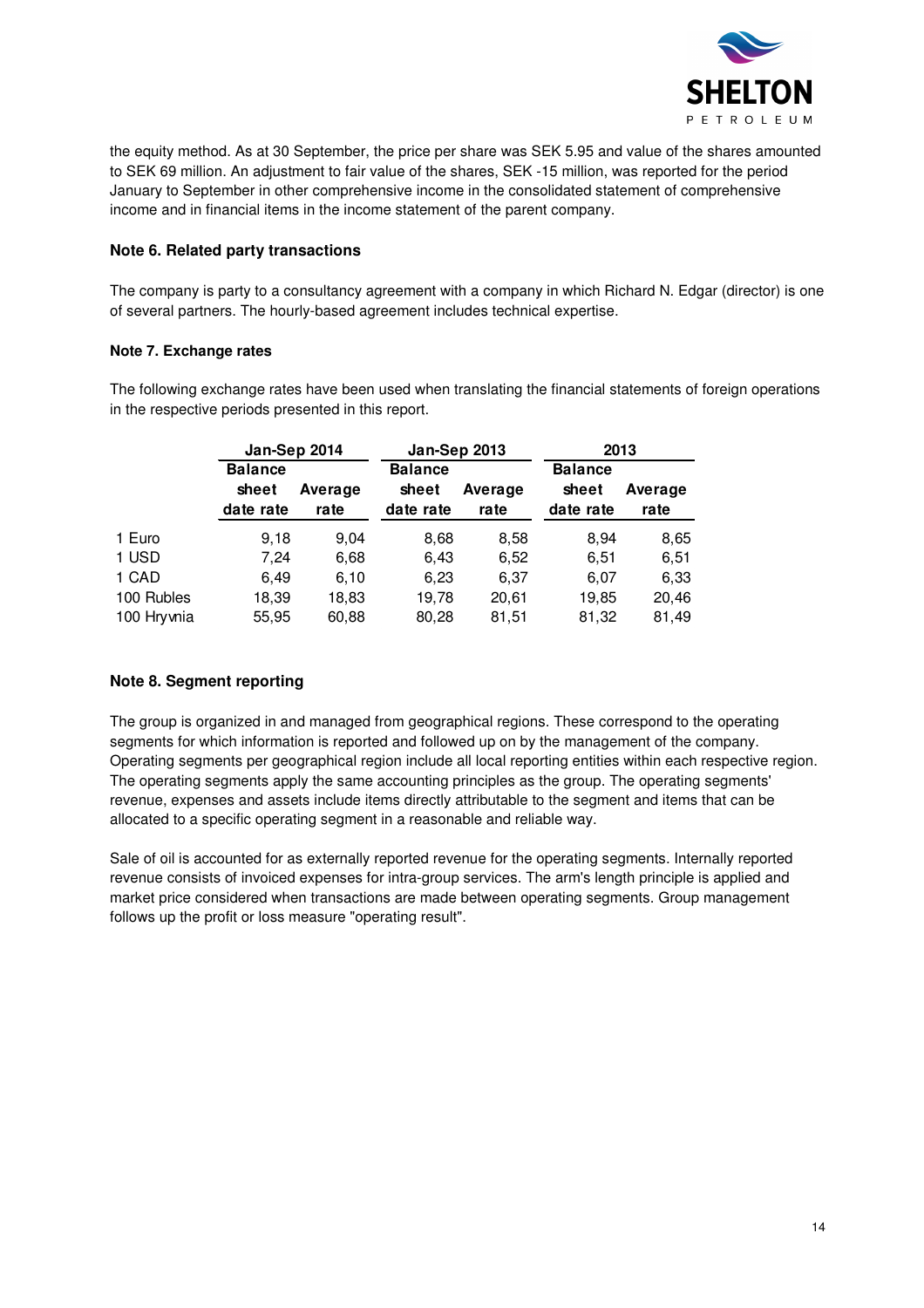the equity method. As at 30 September, the price per share was SEK 5.95 and value of the shares amounted to SEK 69 million. An adjustment to fair value of the shares, SEK -15 million, was reported for the period January to September in other comprehensive income in the consolidated statement of comprehensive income and in financial items in the income statement of the parent company.

**Note 6. Related party transactions**

The company is party to a consultancy agreement with a company in which Richard N. Edgar (director) is one of several partners. The hourly-based agreement includes technical expertise.

**Note 7. Exchange rates**

The following exchange rates have been used when translating the financial statements of foreign operations in the respective periods presented in this report.

| | Jan-Sep 2014 | | Jan-Sep 2013 | | 2013 | |
|---|---|---|---|---|---|---|
| | Balance sheet date rate | Average rate | Balance sheet date rate | Average rate | Balance sheet date rate | Average rate |
| 1 Euro | 9,18 | 9,04 | 8,68 | 8,58 | 8,94 | 8,65 |
| 1 USD | 7,24 | 6,68 | 6,43 | 6,52 | 6,51 | 6,51 |
| 1 CAD | 6,49 | 6,10 | 6,23 | 6,37 | 6,07 | 6,33 |
| 100 Rubles | 18,39 | 18,83 | 19,78 | 20,61 | 19,85 | 20,46 |
| 100 Hryvnia | 55,95 | 60,88 | 80,28 | 81,51 | 81,32 | 81,49 |

**Note 8. Segment reporting**

The group is organized in and managed from geographical regions. These correspond to the operating segments for which information is reported and followed up on by the management of the company. Operating segments per geographical region include all local reporting entities within each respective region. The operating segments apply the same accounting principles as the group. The operating segments' revenue, expenses and assets include items directly attributable to the segment and items that can be allocated to a specific operating segment in a reasonable and reliable way.

Sale of oil is accounted for as externally reported revenue for the operating segments. Internally reported revenue consists of invoiced expenses for intra-group services. The arm's length principle is applied and market price considered when transactions are made between operating segments. Group management follows up the profit or loss measure "operating result".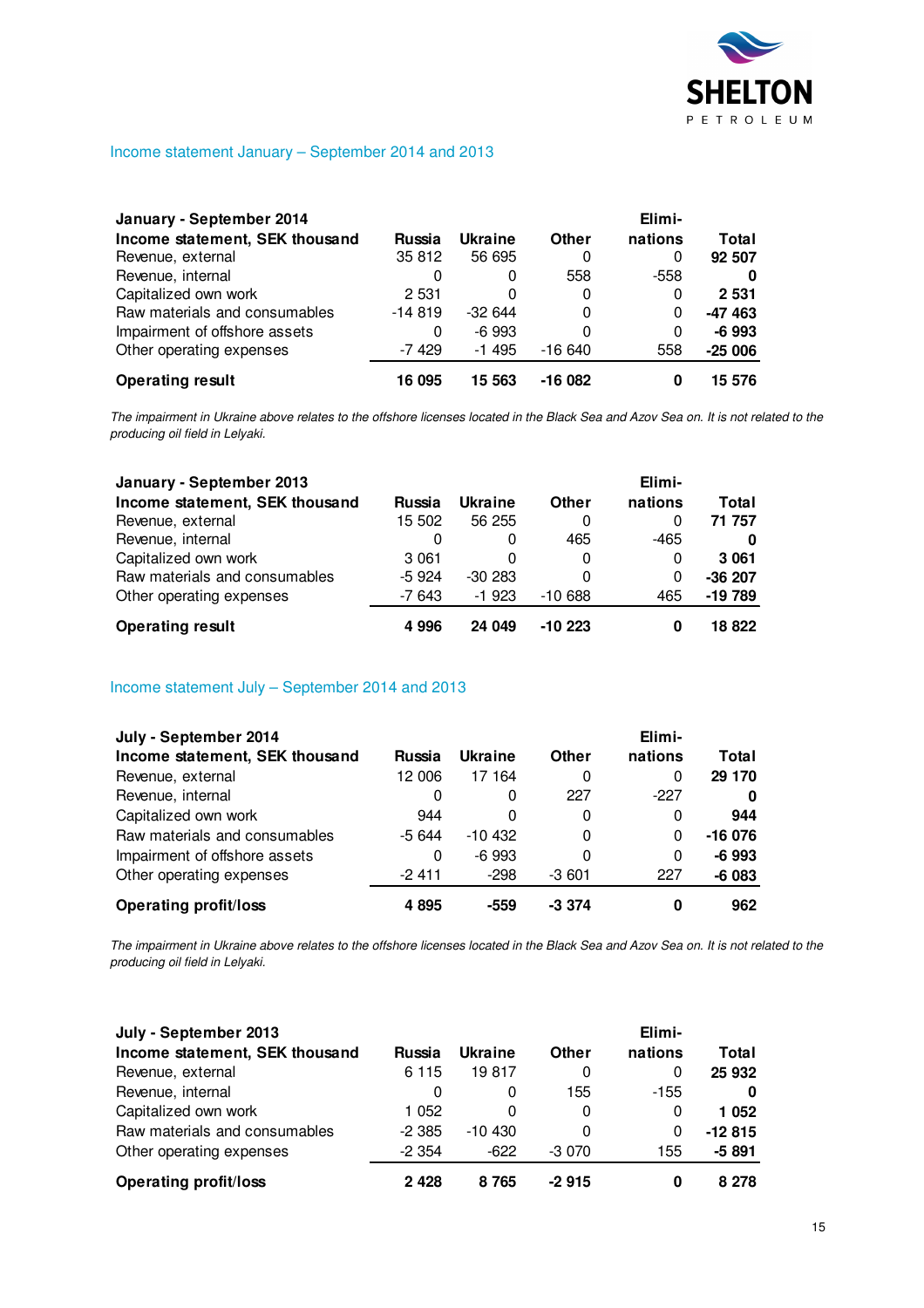## Income statement January – September 2014 and 2013

| January - September 2014 | | | | Elimi- | |
|---|---|---|---|---|---|
| **Income statement, SEK thousand** | **Russia** | **Ukraine** | **Other** | **nations** | **Total** |
| Revenue, external | 35 812 | 56 695 | 0 | 0 | **92 507** |
| Revenue, internal | 0 | 0 | 558 | -558 | **0** |
| Capitalized own work | 2 531 | 0 | 0 | 0 | **2 531** |
| Raw materials and consumables | -14 819 | -32 644 | 0 | 0 | **-47 463** |
| Impairment of offshore assets | 0 | -6 993 | 0 | 0 | **-6 993** |
| Other operating expenses | -7 429 | -1 495 | -16 640 | 558 | **-25 006** |
| **Operating result** | **16 095** | **15 563** | **-16 082** | **0** | **15 576** |

*The impairment in Ukraine above relates to the offshore licenses located in the Black Sea and Azov Sea on. It is not related to the producing oil field in Lelyaki.*

| January - September 2013 | | | | Elimi- | |
|---|---|---|---|---|---|
| **Income statement, SEK thousand** | **Russia** | **Ukraine** | **Other** | **nations** | **Total** |
| Revenue, external | 15 502 | 56 255 | 0 | 0 | **71 757** |
| Revenue, internal | 0 | 0 | 465 | -465 | **0** |
| Capitalized own work | 3 061 | 0 | 0 | 0 | **3 061** |
| Raw materials and consumables | -5 924 | -30 283 | 0 | 0 | **-36 207** |
| Other operating expenses | -7 643 | -1 923 | -10 688 | 465 | **-19 789** |
| **Operating result** | **4 996** | **24 049** | **-10 223** | **0** | **18 822** |

## Income statement July – September 2014 and 2013

| July - September 2014 | | | | Elimi- | |
|---|---|---|---|---|---|
| **Income statement, SEK thousand** | **Russia** | **Ukraine** | **Other** | **nations** | **Total** |
| Revenue, external | 12 006 | 17 164 | 0 | 0 | **29 170** |
| Revenue, internal | 0 | 0 | 227 | -227 | **0** |
| Capitalized own work | 944 | 0 | 0 | 0 | **944** |
| Raw materials and consumables | -5 644 | -10 432 | 0 | 0 | **-16 076** |
| Impairment of offshore assets | 0 | -6 993 | 0 | 0 | **-6 993** |
| Other operating expenses | -2 411 | -298 | -3 601 | 227 | **-6 083** |
| **Operating profit/loss** | **4 895** | **-559** | **-3 374** | **0** | **962** |

*The impairment in Ukraine above relates to the offshore licenses located in the Black Sea and Azov Sea on. It is not related to the producing oil field in Lelyaki.*

| July - September 2013 | | | | Elimi- | |
|---|---|---|---|---|---|
| **Income statement, SEK thousand** | **Russia** | **Ukraine** | **Other** | **nations** | **Total** |
| Revenue, external | 6 115 | 19 817 | 0 | 0 | **25 932** |
| Revenue, internal | 0 | 0 | 155 | -155 | **0** |
| Capitalized own work | 1 052 | 0 | 0 | 0 | **1 052** |
| Raw materials and consumables | -2 385 | -10 430 | 0 | 0 | **-12 815** |
| Other operating expenses | -2 354 | -622 | -3 070 | 155 | **-5 891** |
| **Operating profit/loss** | **2 428** | **8 765** | **-2 915** | **0** | **8 278** |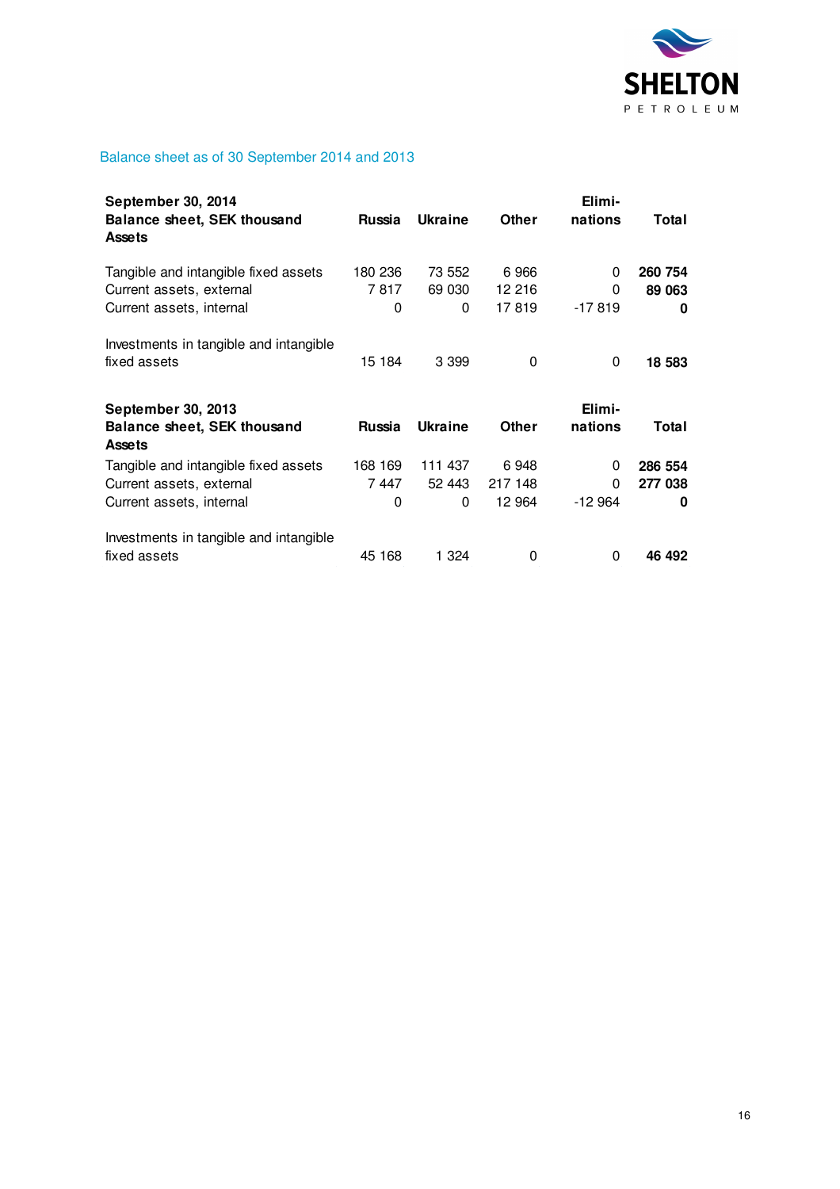## Balance sheet as of 30 September 2014 and 2013

| **September 30, 2014** **Balance sheet, SEK thousand** **Assets** | **Russia** | **Ukraine** | **Other** | **Elimi-nations** | **Total** |
|---|---|---|---|---|---|
| Tangible and intangible fixed assets | 180 236 | 73 552 | 6 966 | 0 | **260 754** |
| Current assets, external | 7 817 | 69 030 | 12 216 | 0 | **89 063** |
| Current assets, internal | 0 | 0 | 17 819 | -17 819 | **0** |
| Investments in tangible and intangible fixed assets | 15 184 | 3 399 | 0 | 0 | **18 583** |

| **September 30, 2013** **Balance sheet, SEK thousand** **Assets** | **Russia** | **Ukraine** | **Other** | **Elimi-nations** | **Total** |
|---|---|---|---|---|---|
| Tangible and intangible fixed assets | 168 169 | 111 437 | 6 948 | 0 | **286 554** |
| Current assets, external | 7 447 | 52 443 | 217 148 | 0 | **277 038** |
| Current assets, internal | 0 | 0 | 12 964 | -12 964 | **0** |
| Investments in tangible and intangible fixed assets | 45 168 | 1 324 | 0 | 0 | **46 492** |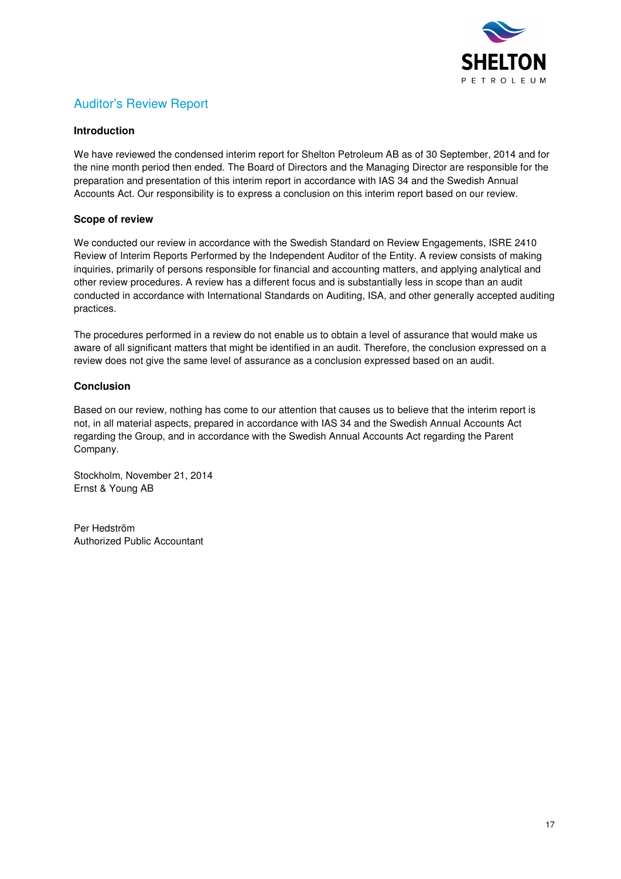## Auditor's Review Report

### Introduction

We have reviewed the condensed interim report for Shelton Petroleum AB as of 30 September, 2014 and for the nine month period then ended. The Board of Directors and the Managing Director are responsible for the preparation and presentation of this interim report in accordance with IAS 34 and the Swedish Annual Accounts Act. Our responsibility is to express a conclusion on this interim report based on our review.

### Scope of review

We conducted our review in accordance with the Swedish Standard on Review Engagements, ISRE 2410 Review of Interim Reports Performed by the Independent Auditor of the Entity. A review consists of making inquiries, primarily of persons responsible for financial and accounting matters, and applying analytical and other review procedures. A review has a different focus and is substantially less in scope than an audit conducted in accordance with International Standards on Auditing, ISA, and other generally accepted auditing practices.

The procedures performed in a review do not enable us to obtain a level of assurance that would make us aware of all significant matters that might be identified in an audit. Therefore, the conclusion expressed on a review does not give the same level of assurance as a conclusion expressed based on an audit.

### Conclusion

Based on our review, nothing has come to our attention that causes us to believe that the interim report is not, in all material aspects, prepared in accordance with IAS 34 and the Swedish Annual Accounts Act regarding the Group, and in accordance with the Swedish Annual Accounts Act regarding the Parent Company.

Stockholm, November 21, 2014
Ernst & Young AB

Per Hedström
Authorized Public Accountant